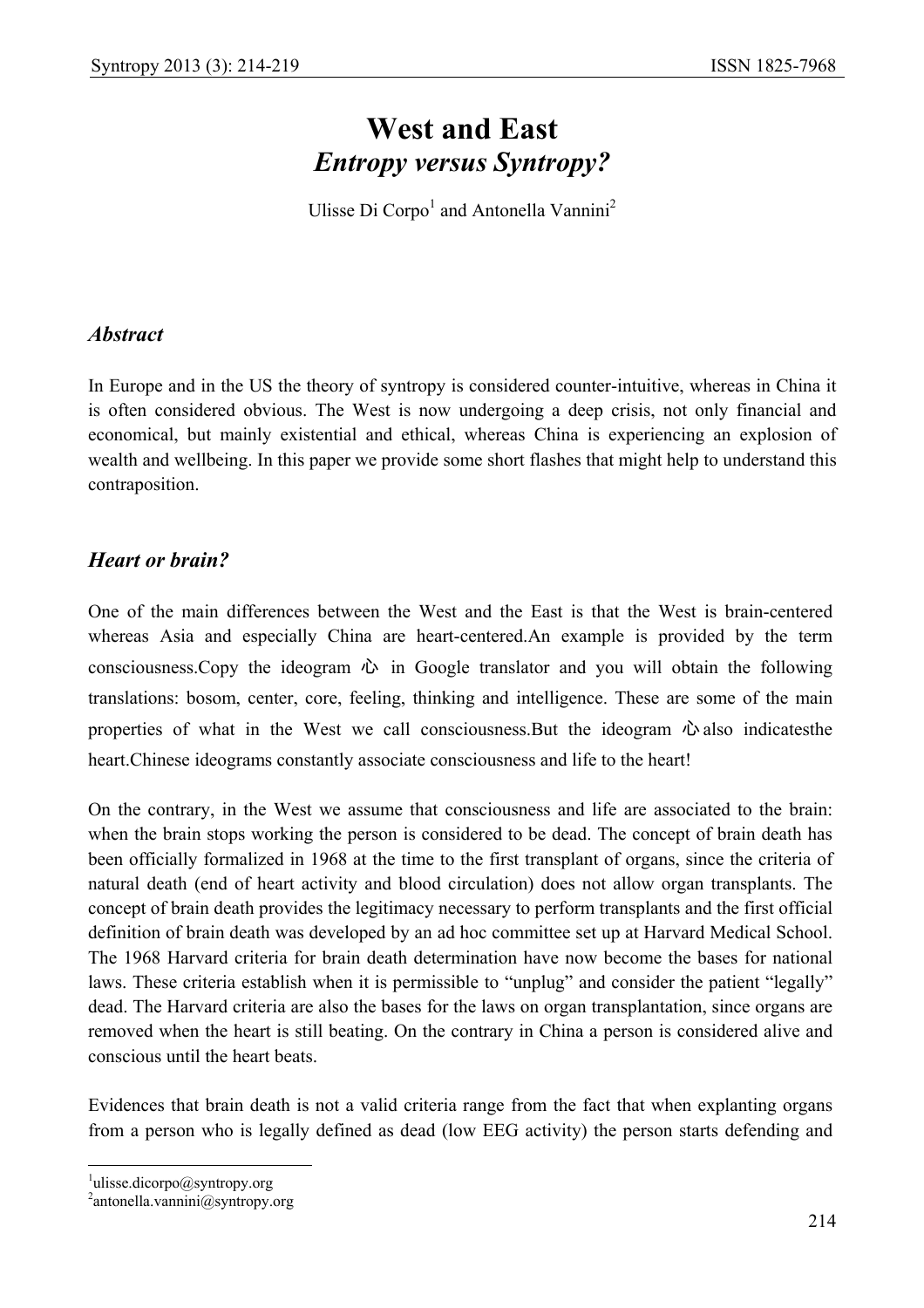# West and East

## *Entropy versus Syntropy?*

Ulisse Di Corpo[1] and Antonella Vannini[2]

### *Abstract*

In Europe and in the US the theory of syntropy is considered counter-intuitive, whereas in China it is often considered obvious. The West is now undergoing a deep crisis, not only financial and economical, but mainly existential and ethical, whereas China is experiencing an explosion of wealth and wellbeing. In this paper we provide some short flashes that might help to understand this contraposition.

### *Heart or brain?*

One of the main differences between the West and the East is that the West is brain-centered whereas Asia and especially China are heart-centered.An example is provided by the term consciousness.Copy the ideogram 心 in Google translator and you will obtain the following translations: bosom, center, core, feeling, thinking and intelligence. These are some of the main properties of what in the West we call consciousness.But the ideogram 心also indicatesthe heart.Chinese ideograms constantly associate consciousness and life to the heart!

On the contrary, in the West we assume that consciousness and life are associated to the brain: when the brain stops working the person is considered to be dead. The concept of brain death has been officially formalized in 1968 at the time to the first transplant of organs, since the criteria of natural death (end of heart activity and blood circulation) does not allow organ transplants. The concept of brain death provides the legitimacy necessary to perform transplants and the first official definition of brain death was developed by an ad hoc committee set up at Harvard Medical School. The 1968 Harvard criteria for brain death determination have now become the bases for national laws. These criteria establish when it is permissible to "unplug" and consider the patient "legally" dead. The Harvard criteria are also the bases for the laws on organ transplantation, since organs are removed when the heart is still beating. On the contrary in China a person is considered alive and conscious until the heart beats.

Evidences that brain death is not a valid criteria range from the fact that when explanting organs from a person who is legally defined as dead (low EEG activity) the person starts defending and

[1] ulisse.dicorpo@syntropy.org
[2] antonella.vannini@syntropy.org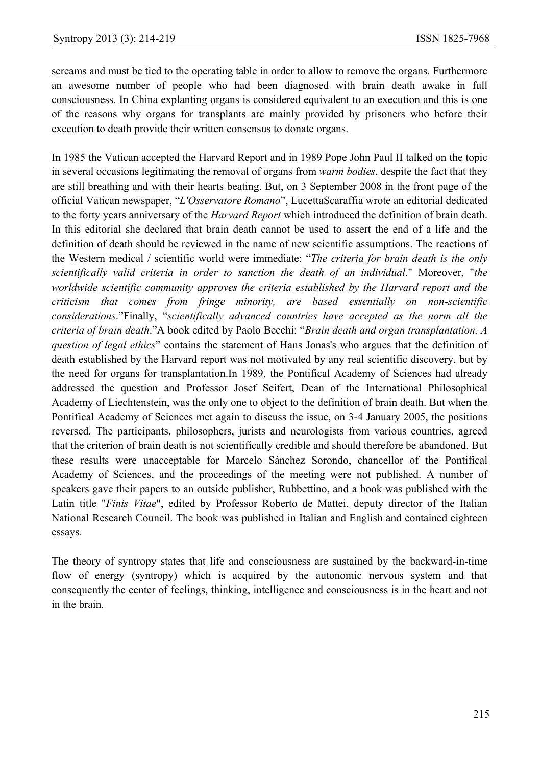screams and must be tied to the operating table in order to allow to remove the organs. Furthermore an awesome number of people who had been diagnosed with brain death awake in full consciousness. In China explanting organs is considered equivalent to an execution and this is one of the reasons why organs for transplants are mainly provided by prisoners who before their execution to death provide their written consensus to donate organs.

In 1985 the Vatican accepted the Harvard Report and in 1989 Pope John Paul II talked on the topic in several occasions legitimating the removal of organs from *warm bodies*, despite the fact that they are still breathing and with their hearts beating. But, on 3 September 2008 in the front page of the official Vatican newspaper, "*L'Osservatore Romano*", LucettaScaraffia wrote an editorial dedicated to the forty years anniversary of the *Harvard Report* which introduced the definition of brain death. In this editorial she declared that brain death cannot be used to assert the end of a life and the definition of death should be reviewed in the name of new scientific assumptions. The reactions of the Western medical / scientific world were immediate: "*The criteria for brain death is the only scientifically valid criteria in order to sanction the death of an individual*." Moreover, "*the worldwide scientific community approves the criteria established by the Harvard report and the criticism that comes from fringe minority, are based essentially on non-scientific considerations*."Finally, "*scientifically advanced countries have accepted as the norm all the criteria of brain death*."A book edited by Paolo Becchi: "*Brain death and organ transplantation. A question of legal ethics*" contains the statement of Hans Jonas's who argues that the definition of death established by the Harvard report was not motivated by any real scientific discovery, but by the need for organs for transplantation.In 1989, the Pontifical Academy of Sciences had already addressed the question and Professor Josef Seifert, Dean of the International Philosophical Academy of Liechtenstein, was the only one to object to the definition of brain death. But when the Pontifical Academy of Sciences met again to discuss the issue, on 3-4 January 2005, the positions reversed. The participants, philosophers, jurists and neurologists from various countries, agreed that the criterion of brain death is not scientifically credible and should therefore be abandoned. But these results were unacceptable for Marcelo Sánchez Sorondo, chancellor of the Pontifical Academy of Sciences, and the proceedings of the meeting were not published. A number of speakers gave their papers to an outside publisher, Rubbettino, and a book was published with the Latin title "*Finis Vitae*", edited by Professor Roberto de Mattei, deputy director of the Italian National Research Council. The book was published in Italian and English and contained eighteen essays.

The theory of syntropy states that life and consciousness are sustained by the backward-in-time flow of energy (syntropy) which is acquired by the autonomic nervous system and that consequently the center of feelings, thinking, intelligence and consciousness is in the heart and not in the brain.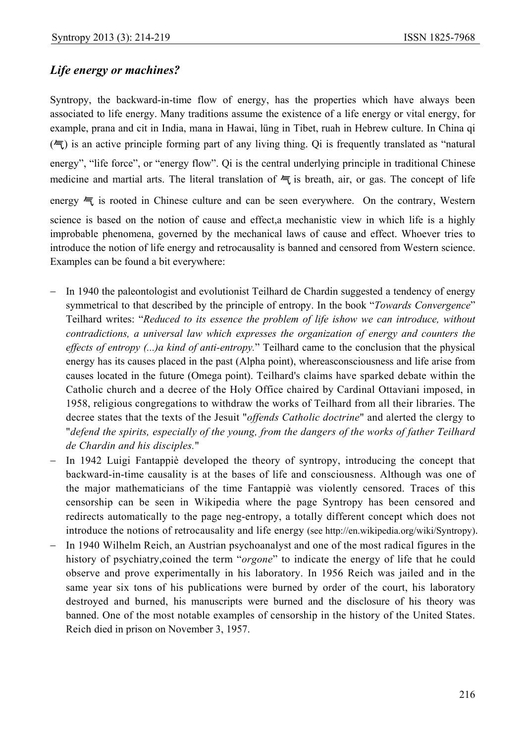## *Life energy or machines?*

Syntropy, the backward-in-time flow of energy, has the properties which have always been associated to life energy. Many traditions assume the existence of a life energy or vital energy, for example, prana and cit in India, mana in Hawai, lüng in Tibet, ruah in Hebrew culture. In China qi (气) is an active principle forming part of any living thing. Qi is frequently translated as "natural energy", "life force", or "energy flow". Qi is the central underlying principle in traditional Chinese medicine and martial arts. The literal translation of 气 is breath, air, or gas. The concept of life energy 气 is rooted in Chinese culture and can be seen everywhere. On the contrary, Western science is based on the notion of cause and effect,a mechanistic view in which life is a highly improbable phenomena, governed by the mechanical laws of cause and effect. Whoever tries to introduce the notion of life energy and retrocausality is banned and censored from Western science. Examples can be found a bit everywhere:

- In 1940 the paleontologist and evolutionist Teilhard de Chardin suggested a tendency of energy symmetrical to that described by the principle of entropy. In the book "*Towards Convergence*" Teilhard writes: "*Reduced to its essence the problem of life ishow we can introduce, without contradictions, a universal law which expresses the organization of energy and counters the effects of entropy (...)a kind of anti-entropy.*" Teilhard came to the conclusion that the physical energy has its causes placed in the past (Alpha point), whereasconsciousness and life arise from causes located in the future (Omega point). Teilhard's claims have sparked debate within the Catholic church and a decree of the Holy Office chaired by Cardinal Ottaviani imposed, in 1958, religious congregations to withdraw the works of Teilhard from all their libraries. The decree states that the texts of the Jesuit "*offends Catholic doctrine*" and alerted the clergy to "*defend the spirits, especially of the young, from the dangers of the works of father Teilhard de Chardin and his disciples.*"
- In 1942 Luigi Fantappiè developed the theory of syntropy, introducing the concept that backward-in-time causality is at the bases of life and consciousness. Although was one of the major mathematicians of the time Fantappiè was violently censored. Traces of this censorship can be seen in Wikipedia where the page Syntropy has been censored and redirects automatically to the page neg-entropy, a totally different concept which does not introduce the notions of retrocausality and life energy (see http://en.wikipedia.org/wiki/Syntropy).
- In 1940 Wilhelm Reich, an Austrian psychoanalyst and one of the most radical figures in the history of psychiatry,coined the term "*orgone*" to indicate the energy of life that he could observe and prove experimentally in his laboratory. In 1956 Reich was jailed and in the same year six tons of his publications were burned by order of the court, his laboratory destroyed and burned, his manuscripts were burned and the disclosure of his theory was banned. One of the most notable examples of censorship in the history of the United States. Reich died in prison on November 3, 1957.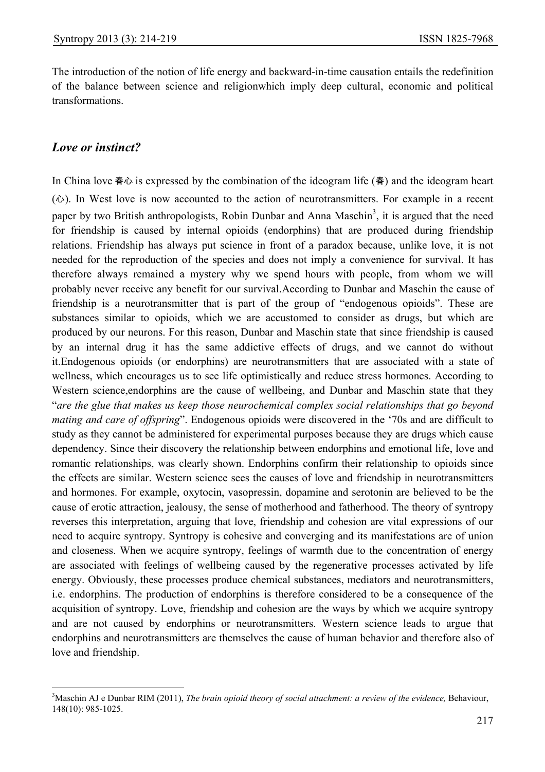The introduction of the notion of life energy and backward-in-time causation entails the redefinition of the balance between science and religionwhich imply deep cultural, economic and political transformations.

## *Love or instinct?*

In China love 春心 is expressed by the combination of the ideogram life (春) and the ideogram heart (心). In West love is now accounted to the action of neurotransmitters. For example in a recent paper by two British anthropologists, Robin Dunbar and Anna Maschin[3], it is argued that the need for friendship is caused by internal opioids (endorphins) that are produced during friendship relations. Friendship has always put science in front of a paradox because, unlike love, it is not needed for the reproduction of the species and does not imply a convenience for survival. It has therefore always remained a mystery why we spend hours with people, from whom we will probably never receive any benefit for our survival.According to Dunbar and Maschin the cause of friendship is a neurotransmitter that is part of the group of "endogenous opioids". These are substances similar to opioids, which we are accustomed to consider as drugs, but which are produced by our neurons. For this reason, Dunbar and Maschin state that since friendship is caused by an internal drug it has the same addictive effects of drugs, and we cannot do without it.Endogenous opioids (or endorphins) are neurotransmitters that are associated with a state of wellness, which encourages us to see life optimistically and reduce stress hormones. According to Western science,endorphins are the cause of wellbeing, and Dunbar and Maschin state that they "*are the glue that makes us keep those neurochemical complex social relationships that go beyond mating and care of offspring*". Endogenous opioids were discovered in the '70s and are difficult to study as they cannot be administered for experimental purposes because they are drugs which cause dependency. Since their discovery the relationship between endorphins and emotional life, love and romantic relationships, was clearly shown. Endorphins confirm their relationship to opioids since the effects are similar. Western science sees the causes of love and friendship in neurotransmitters and hormones. For example, oxytocin, vasopressin, dopamine and serotonin are believed to be the cause of erotic attraction, jealousy, the sense of motherhood and fatherhood. The theory of syntropy reverses this interpretation, arguing that love, friendship and cohesion are vital expressions of our need to acquire syntropy. Syntropy is cohesive and converging and its manifestations are of union and closeness. When we acquire syntropy, feelings of warmth due to the concentration of energy are associated with feelings of wellbeing caused by the regenerative processes activated by life energy. Obviously, these processes produce chemical substances, mediators and neurotransmitters, i.e. endorphins. The production of endorphins is therefore considered to be a consequence of the acquisition of syntropy. Love, friendship and cohesion are the ways by which we acquire syntropy and are not caused by endorphins or neurotransmitters. Western science leads to argue that endorphins and neurotransmitters are themselves the cause of human behavior and therefore also of love and friendship.

---

[3] Maschin AJ e Dunbar RIM (2011), *The brain opioid theory of social attachment: a review of the evidence,* Behaviour, 148(10): 985-1025.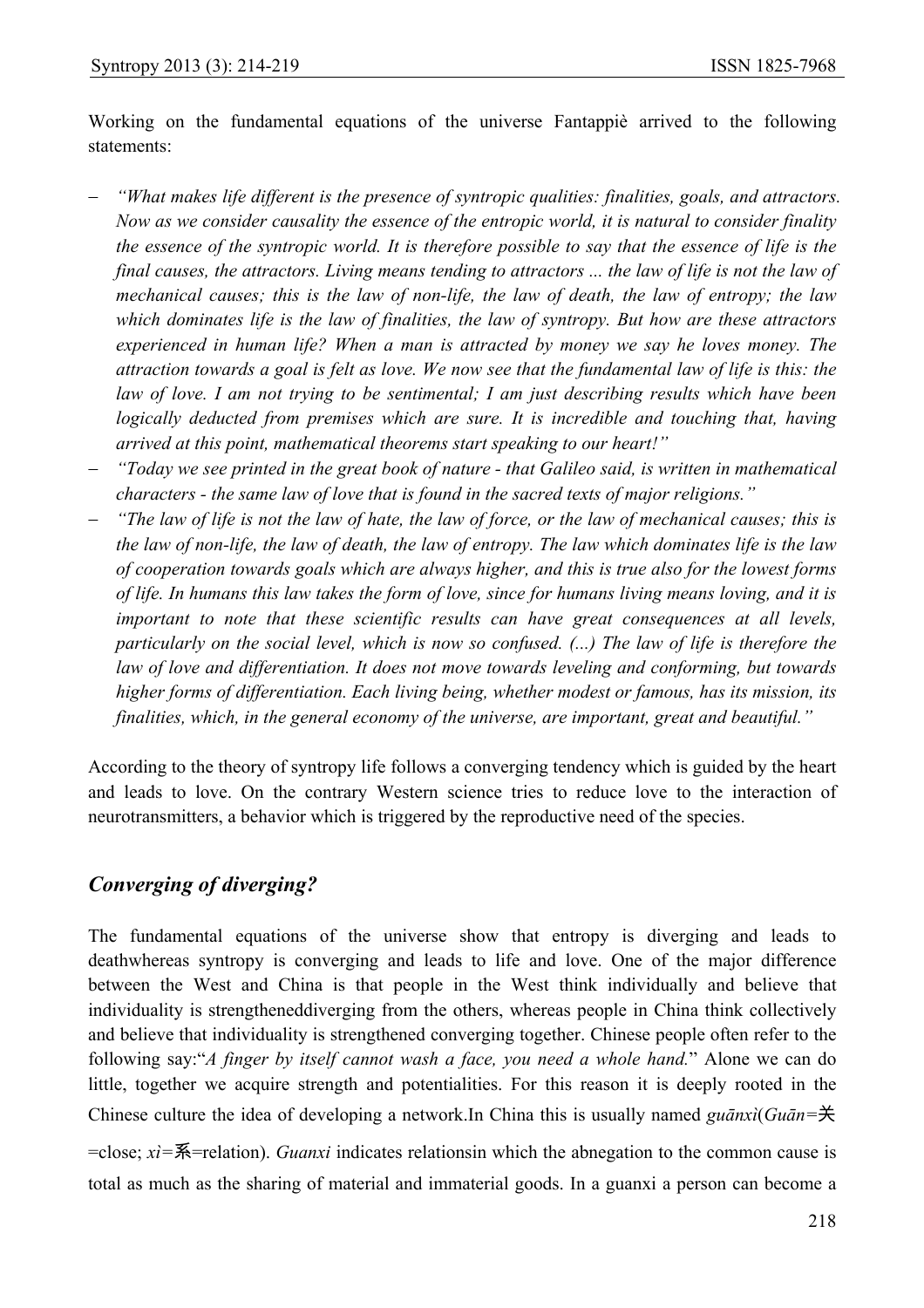Working on the fundamental equations of the universe Fantappiè arrived to the following statements:

- *"What makes life different is the presence of syntropic qualities: finalities, goals, and attractors. Now as we consider causality the essence of the entropic world, it is natural to consider finality the essence of the syntropic world. It is therefore possible to say that the essence of life is the final causes, the attractors. Living means tending to attractors ... the law of life is not the law of mechanical causes; this is the law of non-life, the law of death, the law of entropy; the law which dominates life is the law of finalities, the law of syntropy. But how are these attractors experienced in human life? When a man is attracted by money we say he loves money. The attraction towards a goal is felt as love. We now see that the fundamental law of life is this: the law of love. I am not trying to be sentimental; I am just describing results which have been logically deducted from premises which are sure. It is incredible and touching that, having arrived at this point, mathematical theorems start speaking to our heart!"*
- *"Today we see printed in the great book of nature - that Galileo said, is written in mathematical characters - the same law of love that is found in the sacred texts of major religions."*
- *"The law of life is not the law of hate, the law of force, or the law of mechanical causes; this is the law of non-life, the law of death, the law of entropy. The law which dominates life is the law of cooperation towards goals which are always higher, and this is true also for the lowest forms of life. In humans this law takes the form of love, since for humans living means loving, and it is important to note that these scientific results can have great consequences at all levels, particularly on the social level, which is now so confused. (...) The law of life is therefore the law of love and differentiation. It does not move towards leveling and conforming, but towards higher forms of differentiation. Each living being, whether modest or famous, has its mission, its finalities, which, in the general economy of the universe, are important, great and beautiful."*

According to the theory of syntropy life follows a converging tendency which is guided by the heart and leads to love. On the contrary Western science tries to reduce love to the interaction of neurotransmitters, a behavior which is triggered by the reproductive need of the species.

## *Converging of diverging?*

The fundamental equations of the universe show that entropy is diverging and leads to deathwhereas syntropy is converging and leads to life and love. One of the major difference between the West and China is that people in the West think individually and believe that individuality is strengtheneddiverging from the others, whereas people in China think collectively and believe that individuality is strengthened converging together. Chinese people often refer to the following say:"*A finger by itself cannot wash a face, you need a whole hand.*" Alone we can do little, together we acquire strength and potentialities. For this reason it is deeply rooted in the Chinese culture the idea of developing a network.In China this is usually named *guānxì*(*Guān*=关 =close; *xì*=系=relation). *Guanxi* indicates relationsin which the abnegation to the common cause is total as much as the sharing of material and immaterial goods. In a guanxi a person can become a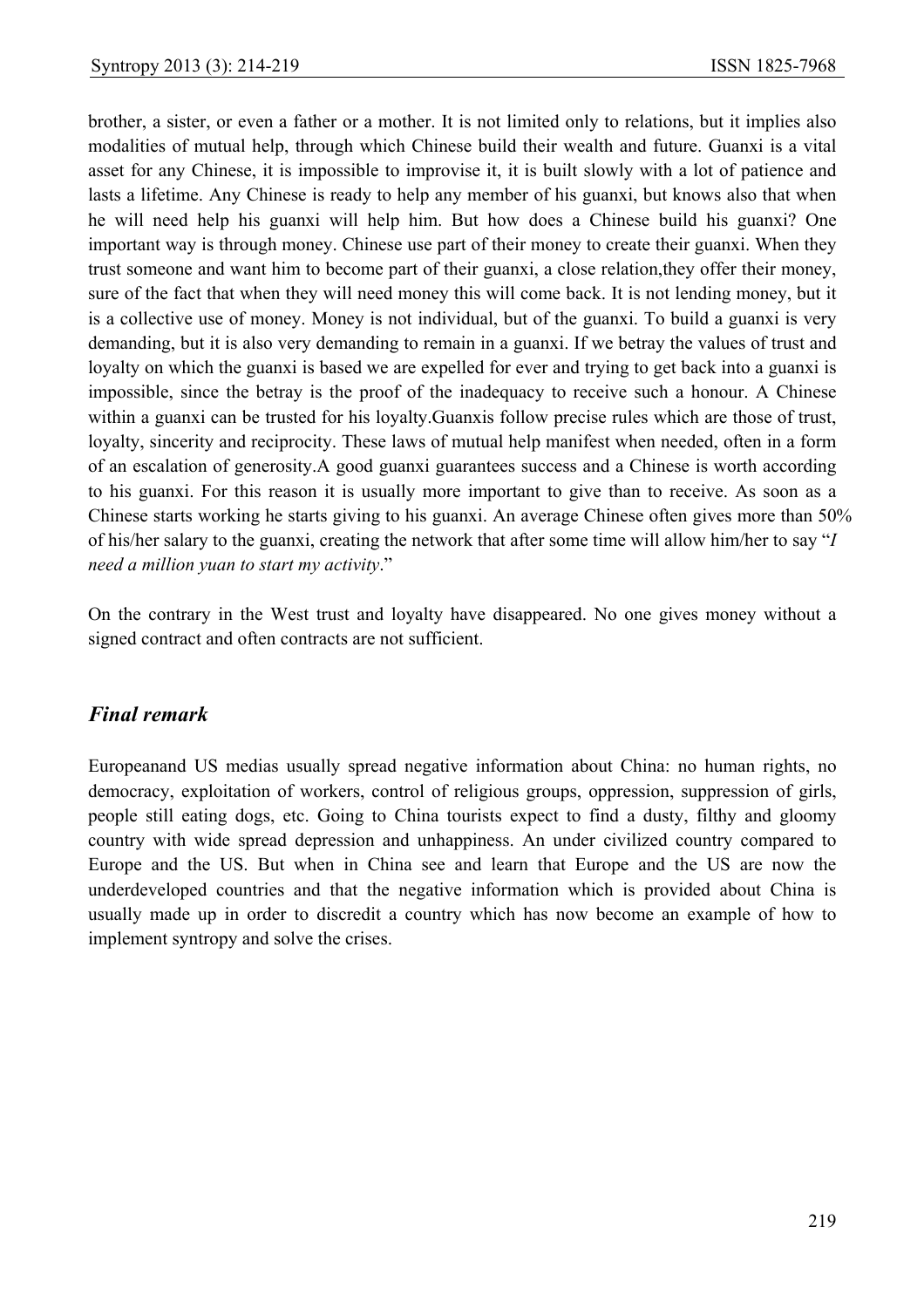brother, a sister, or even a father or a mother. It is not limited only to relations, but it implies also modalities of mutual help, through which Chinese build their wealth and future. Guanxi is a vital asset for any Chinese, it is impossible to improvise it, it is built slowly with a lot of patience and lasts a lifetime. Any Chinese is ready to help any member of his guanxi, but knows also that when he will need help his guanxi will help him. But how does a Chinese build his guanxi? One important way is through money. Chinese use part of their money to create their guanxi. When they trust someone and want him to become part of their guanxi, a close relation,they offer their money, sure of the fact that when they will need money this will come back. It is not lending money, but it is a collective use of money. Money is not individual, but of the guanxi. To build a guanxi is very demanding, but it is also very demanding to remain in a guanxi. If we betray the values of trust and loyalty on which the guanxi is based we are expelled for ever and trying to get back into a guanxi is impossible, since the betray is the proof of the inadequacy to receive such a honour. A Chinese within a guanxi can be trusted for his loyalty.Guanxis follow precise rules which are those of trust, loyalty, sincerity and reciprocity. These laws of mutual help manifest when needed, often in a form of an escalation of generosity.A good guanxi guarantees success and a Chinese is worth according to his guanxi. For this reason it is usually more important to give than to receive. As soon as a Chinese starts working he starts giving to his guanxi. An average Chinese often gives more than 50% of his/her salary to the guanxi, creating the network that after some time will allow him/her to say "*I need a million yuan to start my activity*."

On the contrary in the West trust and loyalty have disappeared. No one gives money without a signed contract and often contracts are not sufficient.

## *Final remark*

Europeanand US medias usually spread negative information about China: no human rights, no democracy, exploitation of workers, control of religious groups, oppression, suppression of girls, people still eating dogs, etc. Going to China tourists expect to find a dusty, filthy and gloomy country with wide spread depression and unhappiness. An under civilized country compared to Europe and the US. But when in China see and learn that Europe and the US are now the underdeveloped countries and that the negative information which is provided about China is usually made up in order to discredit a country which has now become an example of how to implement syntropy and solve the crises.